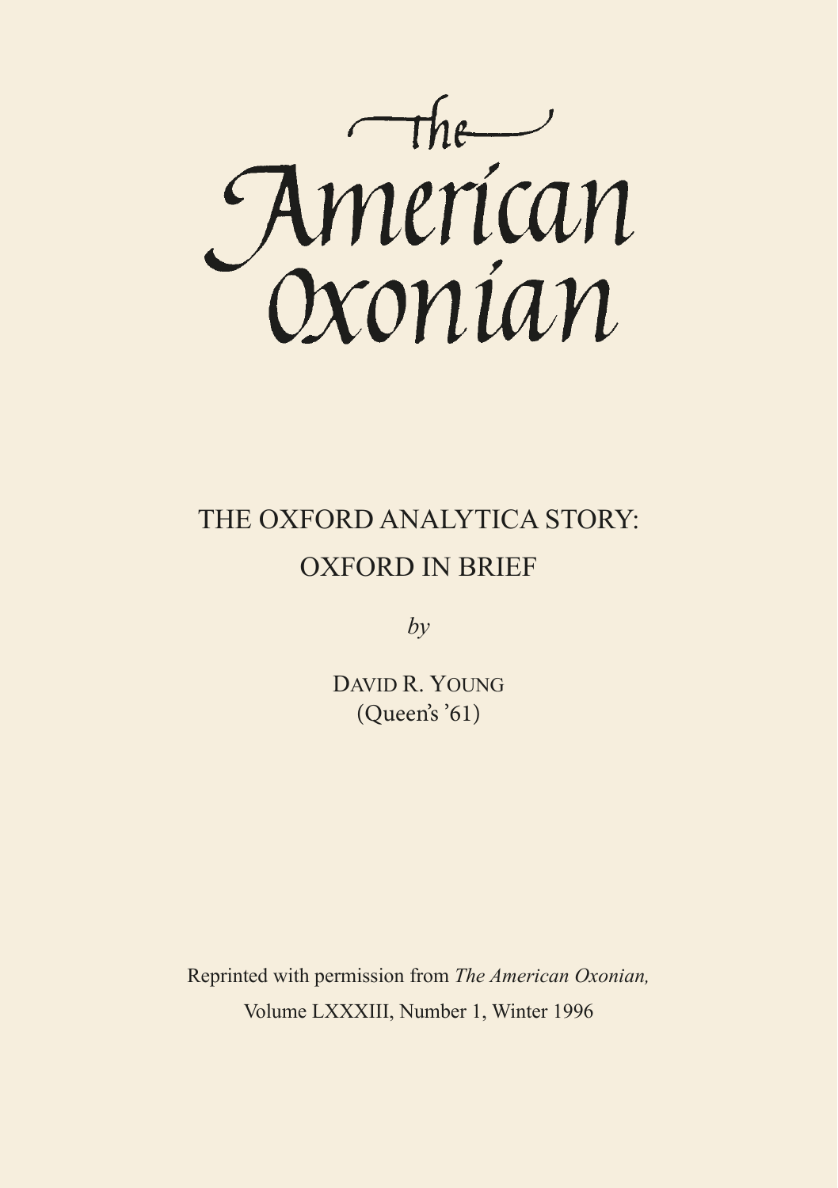# The American Oxonian

## THE OXFORD ANALYTICA STORY: OXFORD IN BRIEF

*by*

DAVID R. YOUNG
(Queen's '61)

Reprinted with permission from *The American Oxonian,*
Volume LXXXIII, Number 1, Winter 1996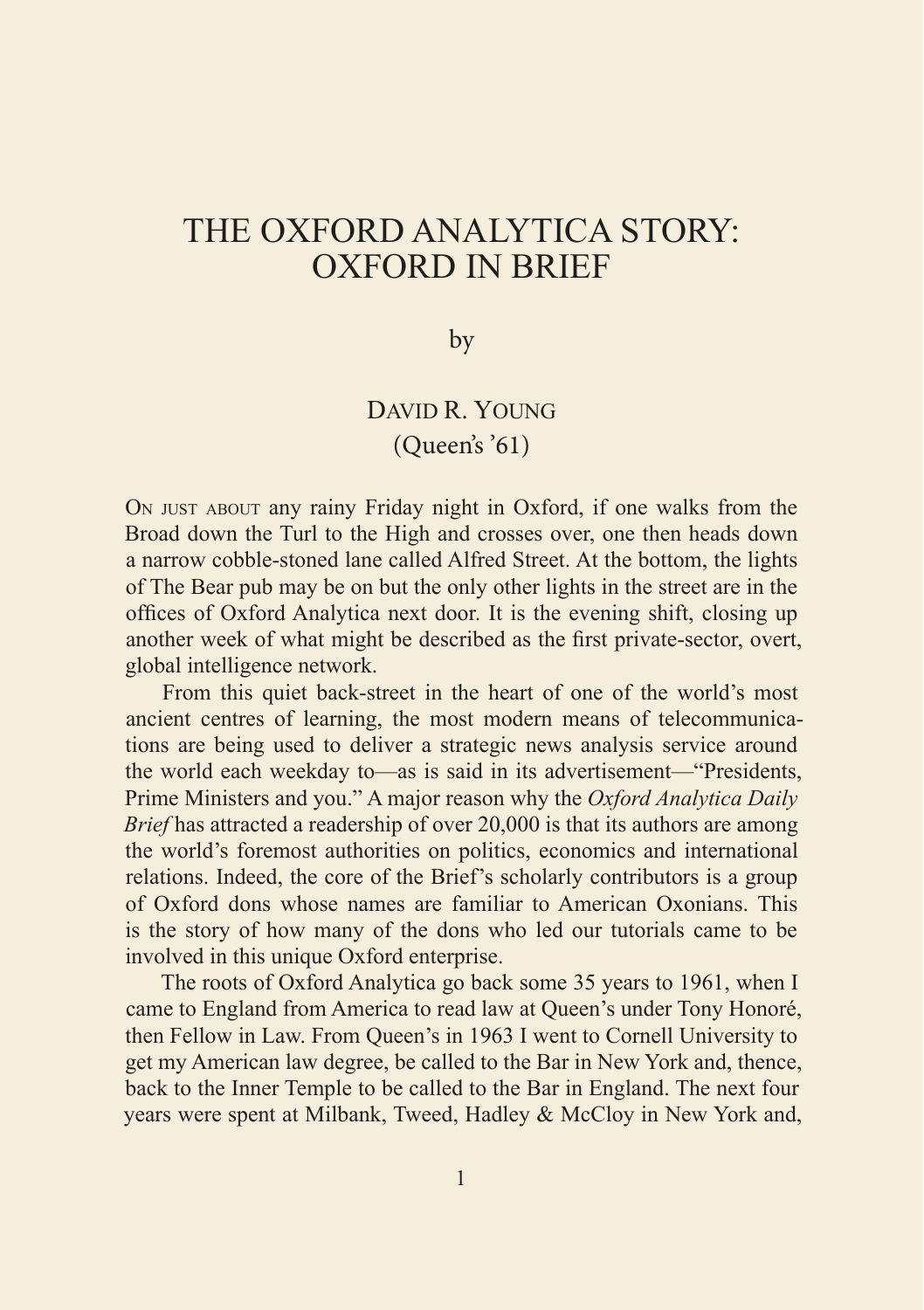# THE OXFORD ANALYTICA STORY: OXFORD IN BRIEF

by

DAVID R. YOUNG
(Queen's '61)

ON JUST ABOUT any rainy Friday night in Oxford, if one walks from the Broad down the Turl to the High and crosses over, one then heads down a narrow cobble-stoned lane called Alfred Street. At the bottom, the lights of The Bear pub may be on but the only other lights in the street are in the offices of Oxford Analytica next door. It is the evening shift, closing up another week of what might be described as the first private-sector, overt, global intelligence network.

From this quiet back-street in the heart of one of the world's most ancient centres of learning, the most modern means of telecommunications are being used to deliver a strategic news analysis service around the world each weekday to—as is said in its advertisement—"Presidents, Prime Ministers and you." A major reason why the *Oxford Analytica Daily Brief* has attracted a readership of over 20,000 is that its authors are among the world's foremost authorities on politics, economics and international relations. Indeed, the core of the Brief's scholarly contributors is a group of Oxford dons whose names are familiar to American Oxonians. This is the story of how many of the dons who led our tutorials came to be involved in this unique Oxford enterprise.

The roots of Oxford Analytica go back some 35 years to 1961, when I came to England from America to read law at Queen's under Tony Honoré, then Fellow in Law. From Queen's in 1963 I went to Cornell University to get my American law degree, be called to the Bar in New York and, thence, back to the Inner Temple to be called to the Bar in England. The next four years were spent at Milbank, Tweed, Hadley & McCloy in New York and,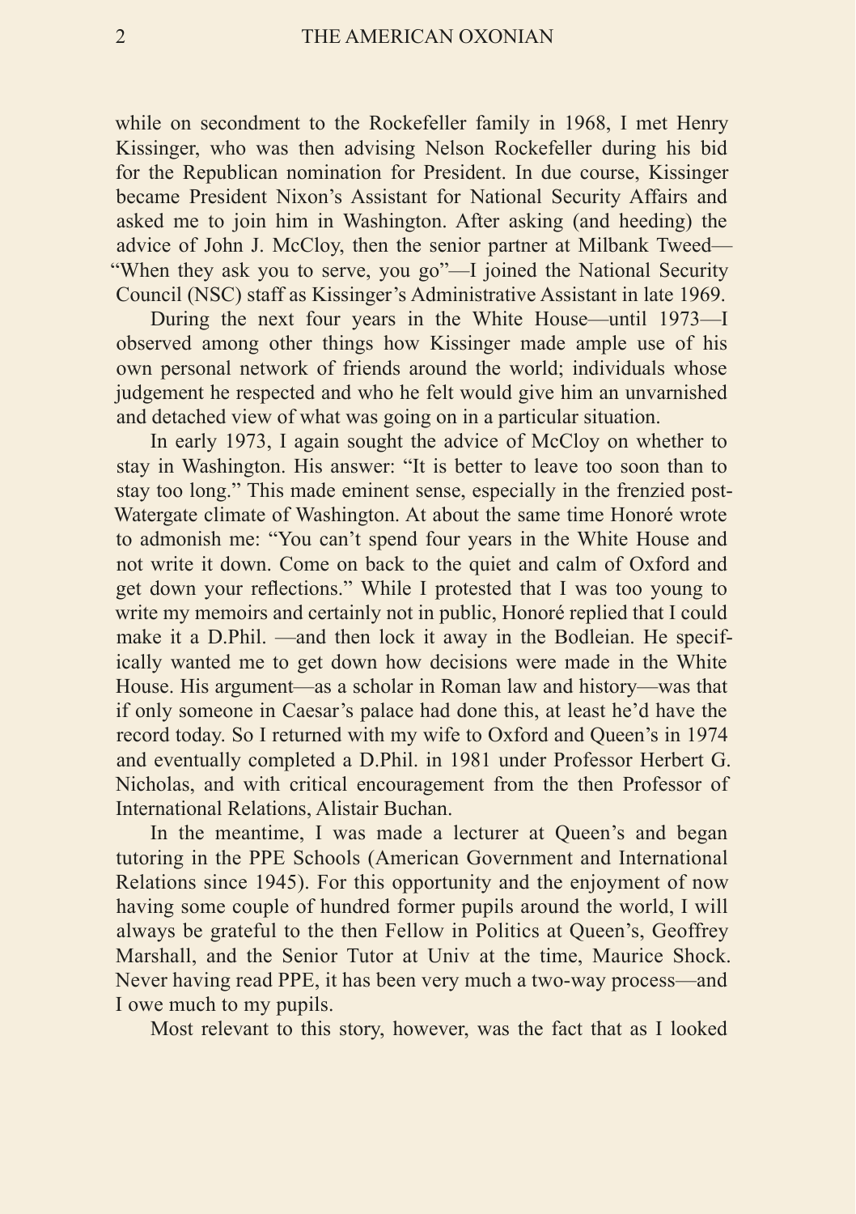while on secondment to the Rockefeller family in 1968, I met Henry Kissinger, who was then advising Nelson Rockefeller during his bid for the Republican nomination for President. In due course, Kissinger became President Nixon's Assistant for National Security Affairs and asked me to join him in Washington. After asking (and heeding) the advice of John J. McCloy, then the senior partner at Milbank Tweed—"When they ask you to serve, you go"—I joined the National Security Council (NSC) staff as Kissinger's Administrative Assistant in late 1969.

During the next four years in the White House—until 1973—I observed among other things how Kissinger made ample use of his own personal network of friends around the world; individuals whose judgement he respected and who he felt would give him an unvarnished and detached view of what was going on in a particular situation.

In early 1973, I again sought the advice of McCloy on whether to stay in Washington. His answer: "It is better to leave too soon than to stay too long." This made eminent sense, especially in the frenzied post-Watergate climate of Washington. At about the same time Honoré wrote to admonish me: "You can't spend four years in the White House and not write it down. Come on back to the quiet and calm of Oxford and get down your reflections." While I protested that I was too young to write my memoirs and certainly not in public, Honoré replied that I could make it a D.Phil. —and then lock it away in the Bodleian. He specifically wanted me to get down how decisions were made in the White House. His argument—as a scholar in Roman law and history—was that if only someone in Caesar's palace had done this, at least he'd have the record today. So I returned with my wife to Oxford and Queen's in 1974 and eventually completed a D.Phil. in 1981 under Professor Herbert G. Nicholas, and with critical encouragement from the then Professor of International Relations, Alistair Buchan.

In the meantime, I was made a lecturer at Queen's and began tutoring in the PPE Schools (American Government and International Relations since 1945). For this opportunity and the enjoyment of now having some couple of hundred former pupils around the world, I will always be grateful to the then Fellow in Politics at Queen's, Geoffrey Marshall, and the Senior Tutor at Univ at the time, Maurice Shock. Never having read PPE, it has been very much a two-way process—and I owe much to my pupils.

Most relevant to this story, however, was the fact that as I looked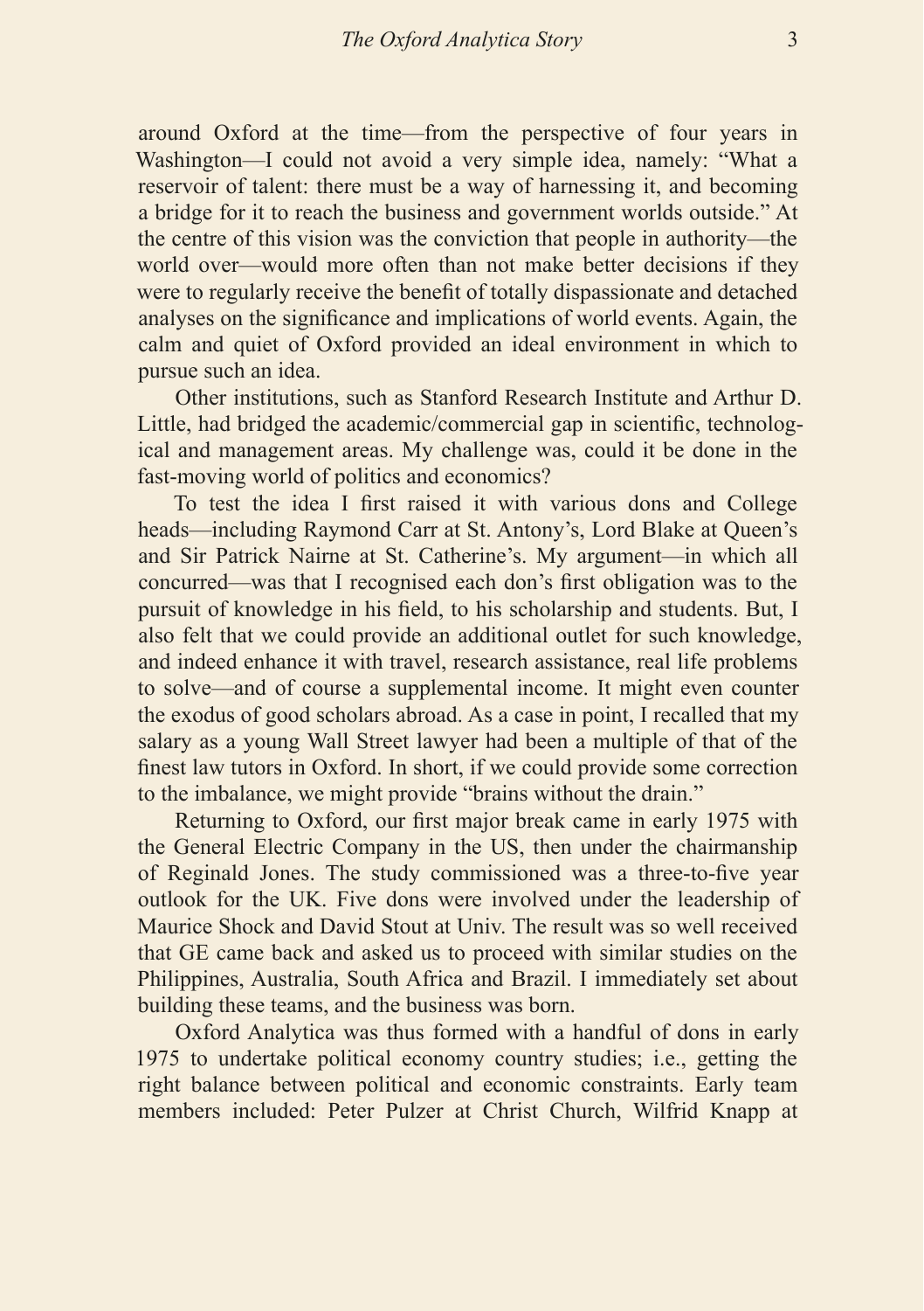around Oxford at the time—from the perspective of four years in Washington—I could not avoid a very simple idea, namely: "What a reservoir of talent: there must be a way of harnessing it, and becoming a bridge for it to reach the business and government worlds outside." At the centre of this vision was the conviction that people in authority—the world over—would more often than not make better decisions if they were to regularly receive the benefit of totally dispassionate and detached analyses on the significance and implications of world events. Again, the calm and quiet of Oxford provided an ideal environment in which to pursue such an idea.

Other institutions, such as Stanford Research Institute and Arthur D. Little, had bridged the academic/commercial gap in scientific, technological and management areas. My challenge was, could it be done in the fast-moving world of politics and economics?

To test the idea I first raised it with various dons and College heads—including Raymond Carr at St. Antony's, Lord Blake at Queen's and Sir Patrick Nairne at St. Catherine's. My argument—in which all concurred—was that I recognised each don's first obligation was to the pursuit of knowledge in his field, to his scholarship and students. But, I also felt that we could provide an additional outlet for such knowledge, and indeed enhance it with travel, research assistance, real life problems to solve—and of course a supplemental income. It might even counter the exodus of good scholars abroad. As a case in point, I recalled that my salary as a young Wall Street lawyer had been a multiple of that of the finest law tutors in Oxford. In short, if we could provide some correction to the imbalance, we might provide "brains without the drain."

Returning to Oxford, our first major break came in early 1975 with the General Electric Company in the US, then under the chairmanship of Reginald Jones. The study commissioned was a three-to-five year outlook for the UK. Five dons were involved under the leadership of Maurice Shock and David Stout at Univ. The result was so well received that GE came back and asked us to proceed with similar studies on the Philippines, Australia, South Africa and Brazil. I immediately set about building these teams, and the business was born.

Oxford Analytica was thus formed with a handful of dons in early 1975 to undertake political economy country studies; i.e., getting the right balance between political and economic constraints. Early team members included: Peter Pulzer at Christ Church, Wilfrid Knapp at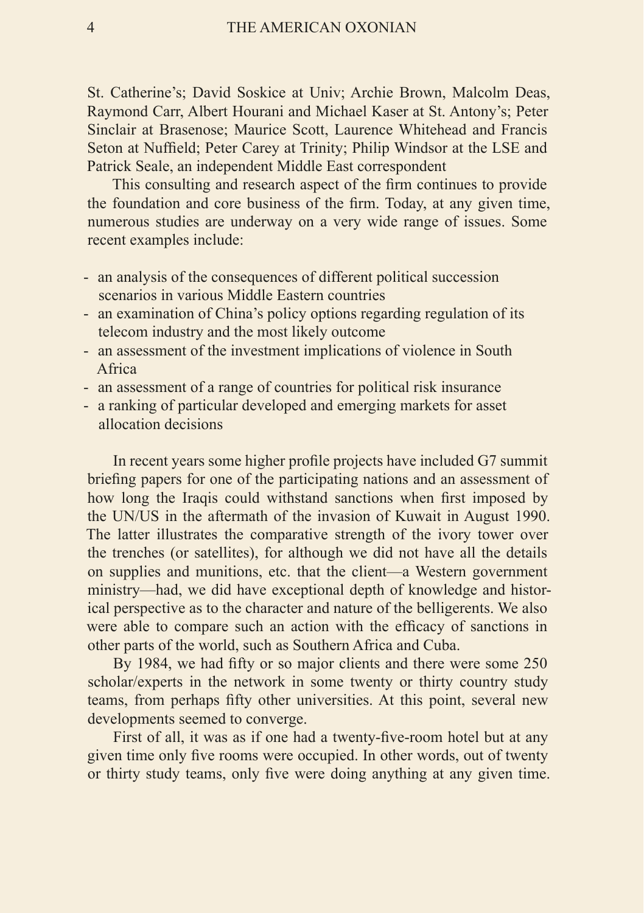St. Catherine's; David Soskice at Univ; Archie Brown, Malcolm Deas, Raymond Carr, Albert Hourani and Michael Kaser at St. Antony's; Peter Sinclair at Brasenose; Maurice Scott, Laurence Whitehead and Francis Seton at Nuffield; Peter Carey at Trinity; Philip Windsor at the LSE and Patrick Seale, an independent Middle East correspondent

This consulting and research aspect of the firm continues to provide the foundation and core business of the firm. Today, at any given time, numerous studies are underway on a very wide range of issues. Some recent examples include:

- an analysis of the consequences of different political succession scenarios in various Middle Eastern countries
- an examination of China's policy options regarding regulation of its telecom industry and the most likely outcome
- an assessment of the investment implications of violence in South Africa
- an assessment of a range of countries for political risk insurance
- a ranking of particular developed and emerging markets for asset allocation decisions

In recent years some higher profile projects have included G7 summit briefing papers for one of the participating nations and an assessment of how long the Iraqis could withstand sanctions when first imposed by the UN/US in the aftermath of the invasion of Kuwait in August 1990. The latter illustrates the comparative strength of the ivory tower over the trenches (or satellites), for although we did not have all the details on supplies and munitions, etc. that the client—a Western government ministry—had, we did have exceptional depth of knowledge and historical perspective as to the character and nature of the belligerents. We also were able to compare such an action with the efficacy of sanctions in other parts of the world, such as Southern Africa and Cuba.

By 1984, we had fifty or so major clients and there were some 250 scholar/experts in the network in some twenty or thirty country study teams, from perhaps fifty other universities. At this point, several new developments seemed to converge.

First of all, it was as if one had a twenty-five-room hotel but at any given time only five rooms were occupied. In other words, out of twenty or thirty study teams, only five were doing anything at any given time.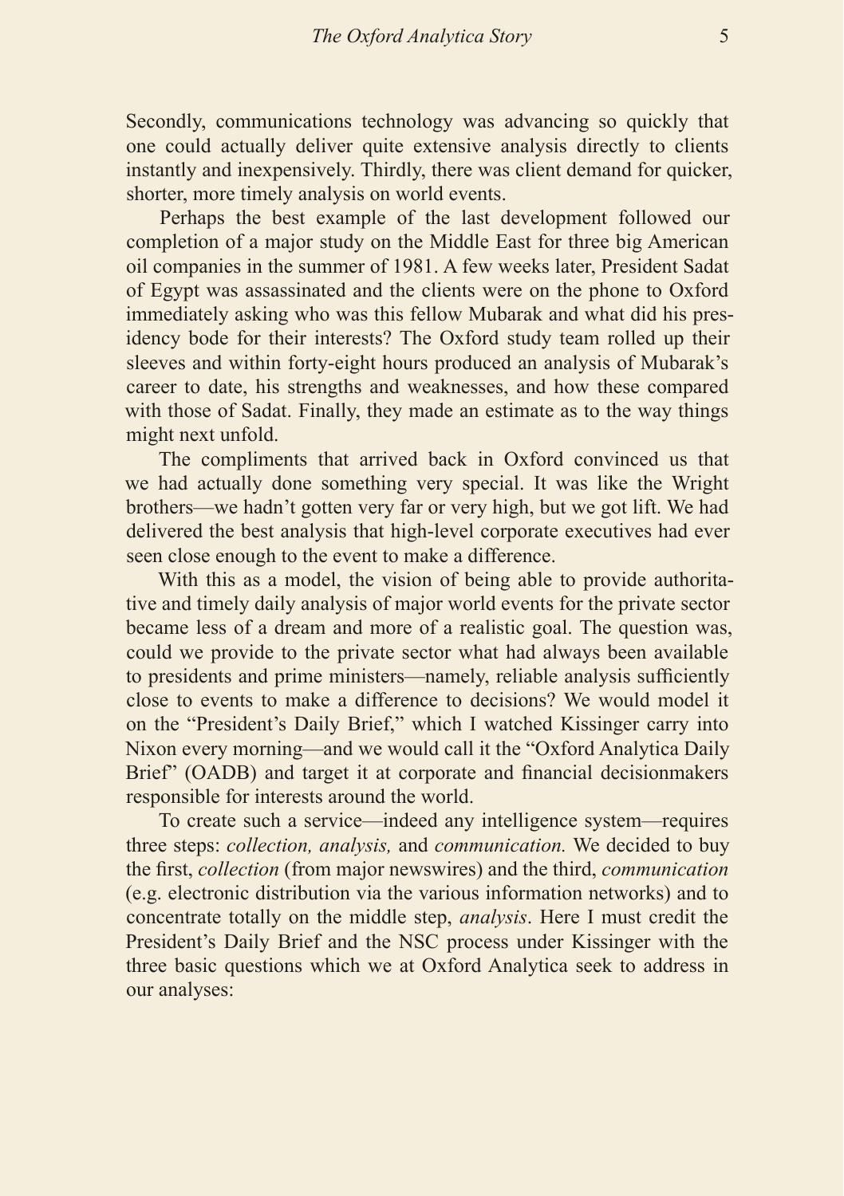Secondly, communications technology was advancing so quickly that one could actually deliver quite extensive analysis directly to clients instantly and inexpensively. Thirdly, there was client demand for quicker, shorter, more timely analysis on world events.

Perhaps the best example of the last development followed our completion of a major study on the Middle East for three big American oil companies in the summer of 1981. A few weeks later, President Sadat of Egypt was assassinated and the clients were on the phone to Oxford immediately asking who was this fellow Mubarak and what did his presidency bode for their interests? The Oxford study team rolled up their sleeves and within forty-eight hours produced an analysis of Mubarak's career to date, his strengths and weaknesses, and how these compared with those of Sadat. Finally, they made an estimate as to the way things might next unfold.

The compliments that arrived back in Oxford convinced us that we had actually done something very special. It was like the Wright brothers—we hadn't gotten very far or very high, but we got lift. We had delivered the best analysis that high-level corporate executives had ever seen close enough to the event to make a difference.

With this as a model, the vision of being able to provide authoritative and timely daily analysis of major world events for the private sector became less of a dream and more of a realistic goal. The question was, could we provide to the private sector what had always been available to presidents and prime ministers—namely, reliable analysis sufficiently close to events to make a difference to decisions? We would model it on the "President's Daily Brief," which I watched Kissinger carry into Nixon every morning—and we would call it the "Oxford Analytica Daily Brief" (OADB) and target it at corporate and financial decisionmakers responsible for interests around the world.

To create such a service—indeed any intelligence system—requires three steps: *collection, analysis,* and *communication.* We decided to buy the first, *collection* (from major newswires) and the third, *communication* (e.g. electronic distribution via the various information networks) and to concentrate totally on the middle step, *analysis*. Here I must credit the President's Daily Brief and the NSC process under Kissinger with the three basic questions which we at Oxford Analytica seek to address in our analyses: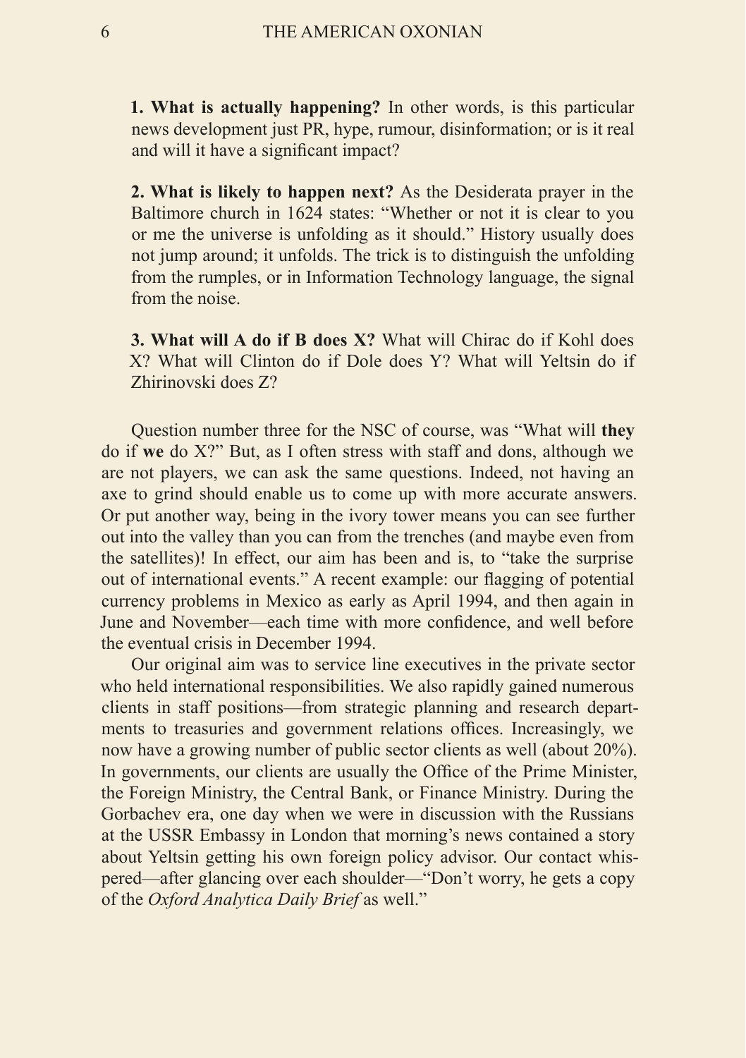**1. What is actually happening?** In other words, is this particular news development just PR, hype, rumour, disinformation; or is it real and will it have a significant impact?

**2. What is likely to happen next?** As the Desiderata prayer in the Baltimore church in 1624 states: "Whether or not it is clear to you or me the universe is unfolding as it should." History usually does not jump around; it unfolds. The trick is to distinguish the unfolding from the rumples, or in Information Technology language, the signal from the noise.

**3. What will A do if B does X?** What will Chirac do if Kohl does X? What will Clinton do if Dole does Y? What will Yeltsin do if Zhirinovski does Z?

Question number three for the NSC of course, was "What will **they** do if **we** do X?" But, as I often stress with staff and dons, although we are not players, we can ask the same questions. Indeed, not having an axe to grind should enable us to come up with more accurate answers. Or put another way, being in the ivory tower means you can see further out into the valley than you can from the trenches (and maybe even from the satellites)! In effect, our aim has been and is, to "take the surprise out of international events." A recent example: our flagging of potential currency problems in Mexico as early as April 1994, and then again in June and November—each time with more confidence, and well before the eventual crisis in December 1994.

Our original aim was to service line executives in the private sector who held international responsibilities. We also rapidly gained numerous clients in staff positions—from strategic planning and research departments to treasuries and government relations offices. Increasingly, we now have a growing number of public sector clients as well (about 20%). In governments, our clients are usually the Office of the Prime Minister, the Foreign Ministry, the Central Bank, or Finance Ministry. During the Gorbachev era, one day when we were in discussion with the Russians at the USSR Embassy in London that morning's news contained a story about Yeltsin getting his own foreign policy advisor. Our contact whispered—after glancing over each shoulder—"Don't worry, he gets a copy of the *Oxford Analytica Daily Brief* as well."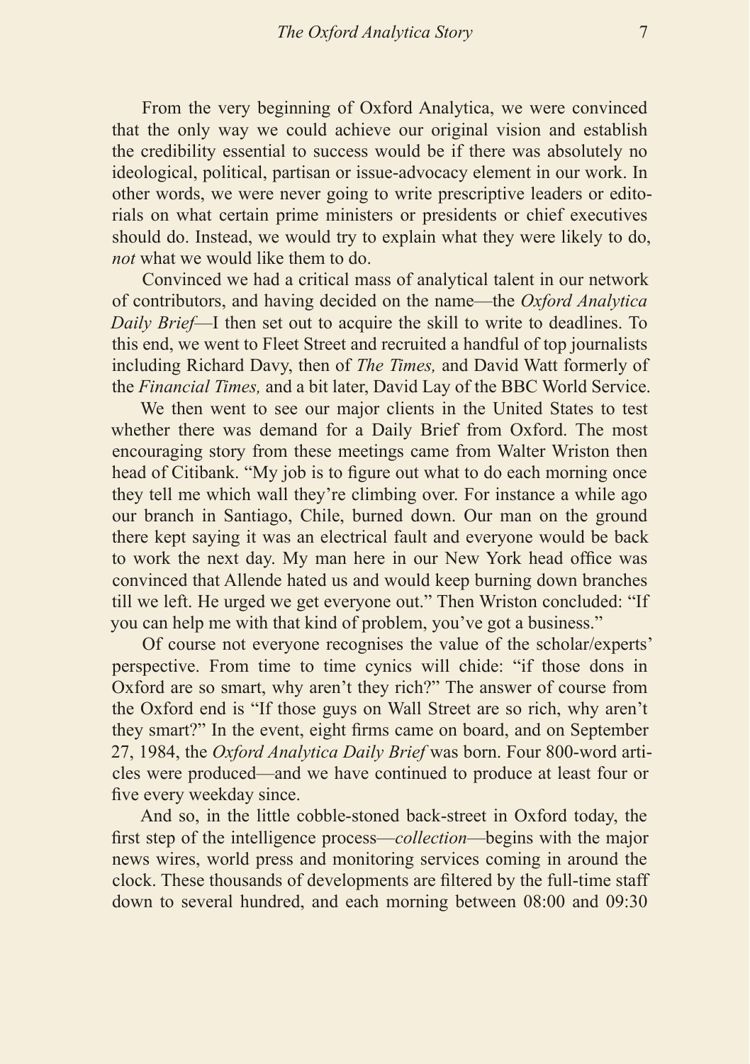From the very beginning of Oxford Analytica, we were convinced that the only way we could achieve our original vision and establish the credibility essential to success would be if there was absolutely no ideological, political, partisan or issue-advocacy element in our work. In other words, we were never going to write prescriptive leaders or editorials on what certain prime ministers or presidents or chief executives should do. Instead, we would try to explain what they were likely to do, *not* what we would like them to do.

Convinced we had a critical mass of analytical talent in our network of contributors, and having decided on the name—the *Oxford Analytica Daily Brief*—I then set out to acquire the skill to write to deadlines. To this end, we went to Fleet Street and recruited a handful of top journalists including Richard Davy, then of *The Times,* and David Watt formerly of the *Financial Times,* and a bit later, David Lay of the BBC World Service.

We then went to see our major clients in the United States to test whether there was demand for a Daily Brief from Oxford. The most encouraging story from these meetings came from Walter Wriston then head of Citibank. "My job is to figure out what to do each morning once they tell me which wall they're climbing over. For instance a while ago our branch in Santiago, Chile, burned down. Our man on the ground there kept saying it was an electrical fault and everyone would be back to work the next day. My man here in our New York head office was convinced that Allende hated us and would keep burning down branches till we left. He urged we get everyone out." Then Wriston concluded: "If you can help me with that kind of problem, you've got a business."

Of course not everyone recognises the value of the scholar/experts' perspective. From time to time cynics will chide: "if those dons in Oxford are so smart, why aren't they rich?" The answer of course from the Oxford end is "If those guys on Wall Street are so rich, why aren't they smart?" In the event, eight firms came on board, and on September 27, 1984, the *Oxford Analytica Daily Brief* was born. Four 800-word articles were produced—and we have continued to produce at least four or five every weekday since.

And so, in the little cobble-stoned back-street in Oxford today, the first step of the intelligence process—*collection*—begins with the major news wires, world press and monitoring services coming in around the clock. These thousands of developments are filtered by the full-time staff down to several hundred, and each morning between 08:00 and 09:30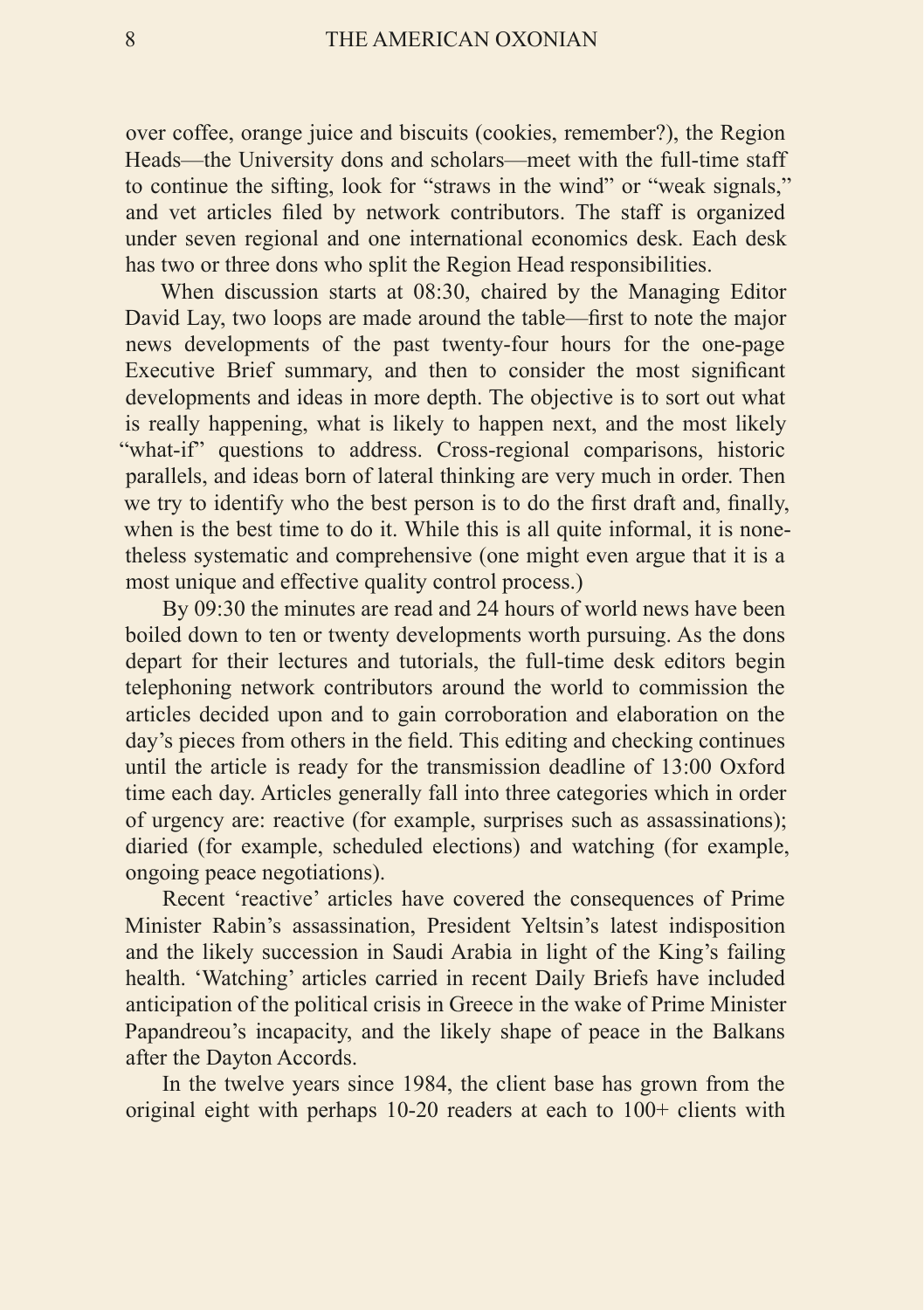over coffee, orange juice and biscuits (cookies, remember?), the Region Heads—the University dons and scholars—meet with the full-time staff to continue the sifting, look for "straws in the wind" or "weak signals," and vet articles filed by network contributors. The staff is organized under seven regional and one international economics desk. Each desk has two or three dons who split the Region Head responsibilities.

When discussion starts at 08:30, chaired by the Managing Editor David Lay, two loops are made around the table—first to note the major news developments of the past twenty-four hours for the one-page Executive Brief summary, and then to consider the most significant developments and ideas in more depth. The objective is to sort out what is really happening, what is likely to happen next, and the most likely "what-if" questions to address. Cross-regional comparisons, historic parallels, and ideas born of lateral thinking are very much in order. Then we try to identify who the best person is to do the first draft and, finally, when is the best time to do it. While this is all quite informal, it is none-theless systematic and comprehensive (one might even argue that it is a most unique and effective quality control process.)

By 09:30 the minutes are read and 24 hours of world news have been boiled down to ten or twenty developments worth pursuing. As the dons depart for their lectures and tutorials, the full-time desk editors begin telephoning network contributors around the world to commission the articles decided upon and to gain corroboration and elaboration on the day's pieces from others in the field. This editing and checking continues until the article is ready for the transmission deadline of 13:00 Oxford time each day. Articles generally fall into three categories which in order of urgency are: reactive (for example, surprises such as assassinations); diaried (for example, scheduled elections) and watching (for example, ongoing peace negotiations).

Recent 'reactive' articles have covered the consequences of Prime Minister Rabin's assassination, President Yeltsin's latest indisposition and the likely succession in Saudi Arabia in light of the King's failing health. 'Watching' articles carried in recent Daily Briefs have included anticipation of the political crisis in Greece in the wake of Prime Minister Papandreou's incapacity, and the likely shape of peace in the Balkans after the Dayton Accords.

In the twelve years since 1984, the client base has grown from the original eight with perhaps 10-20 readers at each to 100+ clients with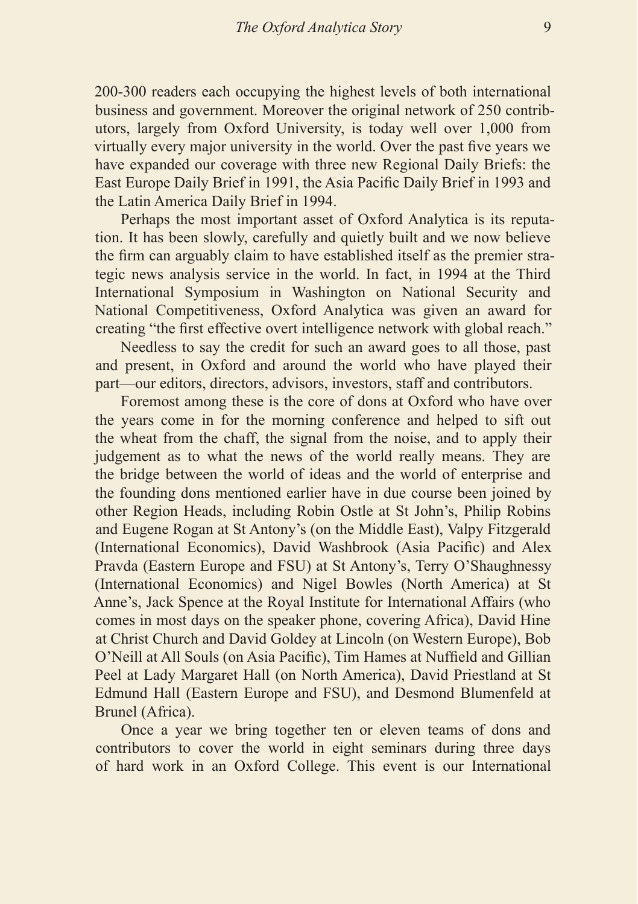200-300 readers each occupying the highest levels of both international business and government. Moreover the original network of 250 contributors, largely from Oxford University, is today well over 1,000 from virtually every major university in the world. Over the past five years we have expanded our coverage with three new Regional Daily Briefs: the East Europe Daily Brief in 1991, the Asia Pacific Daily Brief in 1993 and the Latin America Daily Brief in 1994.

Perhaps the most important asset of Oxford Analytica is its reputation. It has been slowly, carefully and quietly built and we now believe the firm can arguably claim to have established itself as the premier strategic news analysis service in the world. In fact, in 1994 at the Third International Symposium in Washington on National Security and National Competitiveness, Oxford Analytica was given an award for creating "the first effective overt intelligence network with global reach."

Needless to say the credit for such an award goes to all those, past and present, in Oxford and around the world who have played their part—our editors, directors, advisors, investors, staff and contributors.

Foremost among these is the core of dons at Oxford who have over the years come in for the morning conference and helped to sift out the wheat from the chaff, the signal from the noise, and to apply their judgement as to what the news of the world really means. They are the bridge between the world of ideas and the world of enterprise and the founding dons mentioned earlier have in due course been joined by other Region Heads, including Robin Ostle at St John's, Philip Robins and Eugene Rogan at St Antony's (on the Middle East), Valpy Fitzgerald (International Economics), David Washbrook (Asia Pacific) and Alex Pravda (Eastern Europe and FSU) at St Antony's, Terry O'Shaughnessy (International Economics) and Nigel Bowles (North America) at St Anne's, Jack Spence at the Royal Institute for International Affairs (who comes in most days on the speaker phone, covering Africa), David Hine at Christ Church and David Goldey at Lincoln (on Western Europe), Bob O'Neill at All Souls (on Asia Pacific), Tim Hames at Nuffield and Gillian Peel at Lady Margaret Hall (on North America), David Priestland at St Edmund Hall (Eastern Europe and FSU), and Desmond Blumenfeld at Brunel (Africa).

Once a year we bring together ten or eleven teams of dons and contributors to cover the world in eight seminars during three days of hard work in an Oxford College. This event is our International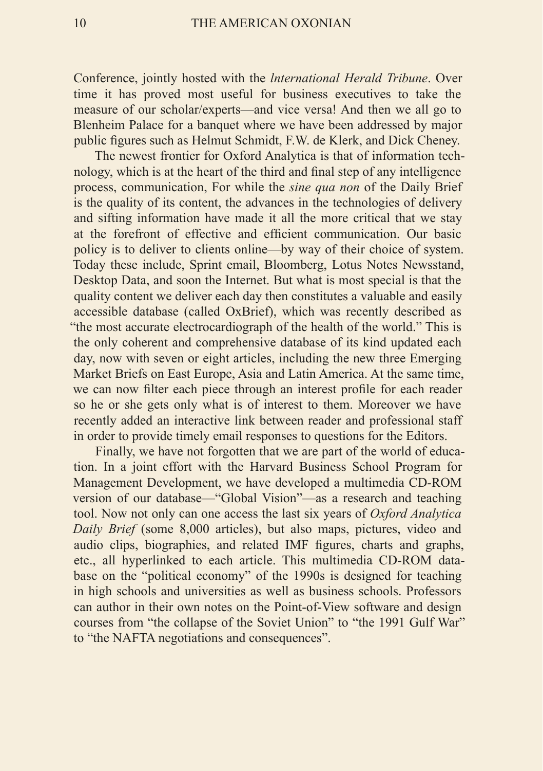Conference, jointly hosted with the *International Herald Tribune*. Over time it has proved most useful for business executives to take the measure of our scholar/experts—and vice versa! And then we all go to Blenheim Palace for a banquet where we have been addressed by major public figures such as Helmut Schmidt, F.W. de Klerk, and Dick Cheney.

The newest frontier for Oxford Analytica is that of information technology, which is at the heart of the third and final step of any intelligence process, communication, For while the *sine qua non* of the Daily Brief is the quality of its content, the advances in the technologies of delivery and sifting information have made it all the more critical that we stay at the forefront of effective and efficient communication. Our basic policy is to deliver to clients online—by way of their choice of system. Today these include, Sprint email, Bloomberg, Lotus Notes Newsstand, Desktop Data, and soon the Internet. But what is most special is that the quality content we deliver each day then constitutes a valuable and easily accessible database (called OxBrief), which was recently described as "the most accurate electrocardiograph of the health of the world." This is the only coherent and comprehensive database of its kind updated each day, now with seven or eight articles, including the new three Emerging Market Briefs on East Europe, Asia and Latin America. At the same time, we can now filter each piece through an interest profile for each reader so he or she gets only what is of interest to them. Moreover we have recently added an interactive link between reader and professional staff in order to provide timely email responses to questions for the Editors.

Finally, we have not forgotten that we are part of the world of education. In a joint effort with the Harvard Business School Program for Management Development, we have developed a multimedia CD-ROM version of our database—"Global Vision"—as a research and teaching tool. Now not only can one access the last six years of *Oxford Analytica Daily Brief* (some 8,000 articles), but also maps, pictures, video and audio clips, biographies, and related IMF figures, charts and graphs, etc., all hyperlinked to each article. This multimedia CD-ROM database on the "political economy" of the 1990s is designed for teaching in high schools and universities as well as business schools. Professors can author in their own notes on the Point-of-View software and design courses from "the collapse of the Soviet Union" to "the 1991 Gulf War" to "the NAFTA negotiations and consequences".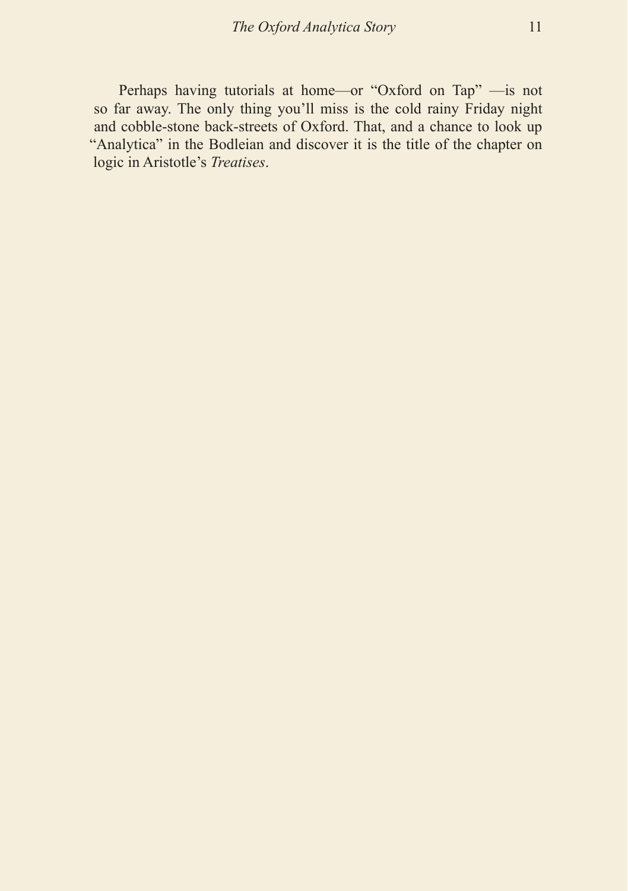Perhaps having tutorials at home—or “Oxford on Tap” —is not so far away. The only thing you’ll miss is the cold rainy Friday night and cobble-stone back-streets of Oxford. That, and a chance to look up “Analytica” in the Bodleian and discover it is the title of the chapter on logic in Aristotle’s *Treatises*.